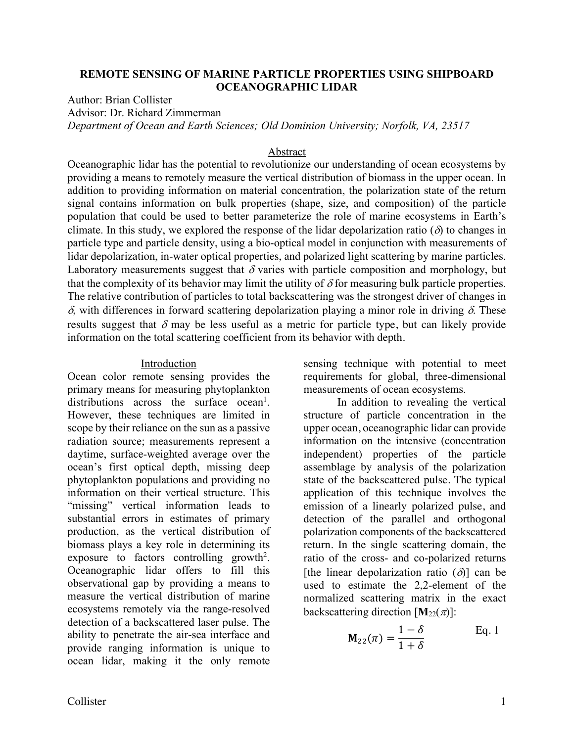# REMOTE SENSING OF MARINE PARTICLE PROPERTIES USING SHIPBOARD OCEANOGRAPHIC LIDAR

Author: Brian Collister
Advisor: Dr. Richard Zimmerman
*Department of Ocean and Earth Sciences; Old Dominion University; Norfolk, VA, 23517*

## Abstract

Oceanographic lidar has the potential to revolutionize our understanding of ocean ecosystems by providing a means to remotely measure the vertical distribution of biomass in the upper ocean. In addition to providing information on material concentration, the polarization state of the return signal contains information on bulk properties (shape, size, and composition) of the particle population that could be used to better parameterize the role of marine ecosystems in Earth's climate. In this study, we explored the response of the lidar depolarization ratio ($\delta$) to changes in particle type and particle density, using a bio-optical model in conjunction with measurements of lidar depolarization, in-water optical properties, and polarized light scattering by marine particles. Laboratory measurements suggest that $\delta$ varies with particle composition and morphology, but that the complexity of its behavior may limit the utility of $\delta$ for measuring bulk particle properties. The relative contribution of particles to total backscattering was the strongest driver of changes in $\delta$, with differences in forward scattering depolarization playing a minor role in driving $\delta$. These results suggest that $\delta$ may be less useful as a metric for particle type, but can likely provide information on the total scattering coefficient from its behavior with depth.

## Introduction

Ocean color remote sensing provides the primary means for measuring phytoplankton distributions across the surface ocean[1]. However, these techniques are limited in scope by their reliance on the sun as a passive radiation source; measurements represent a daytime, surface-weighted average over the ocean's first optical depth, missing deep phytoplankton populations and providing no information on their vertical structure. This "missing" vertical information leads to substantial errors in estimates of primary production, as the vertical distribution of biomass plays a key role in determining its exposure to factors controlling growth[2]. Oceanographic lidar offers to fill this observational gap by providing a means to measure the vertical distribution of marine ecosystems remotely via the range-resolved detection of a backscattered laser pulse. The ability to penetrate the air-sea interface and provide ranging information is unique to ocean lidar, making it the only remote sensing technique with potential to meet requirements for global, three-dimensional measurements of ocean ecosystems.

In addition to revealing the vertical structure of particle concentration in the upper ocean, oceanographic lidar can provide information on the intensive (concentration independent) properties of the particle assemblage by analysis of the polarization state of the backscattered pulse. The typical application of this technique involves the emission of a linearly polarized pulse, and detection of the parallel and orthogonal polarization components of the backscattered return. In the single scattering domain, the ratio of the cross- and co-polarized returns [the linear depolarization ratio ($\delta$)] can be used to estimate the 2,2-element of the normalized scattering matrix in the exact backscattering direction [$\mathbf{M}_{22}(\pi)$]:

$$\mathbf{M}_{22}(\pi) = \frac{1-\delta}{1+\delta} \qquad \text{Eq. 1}$$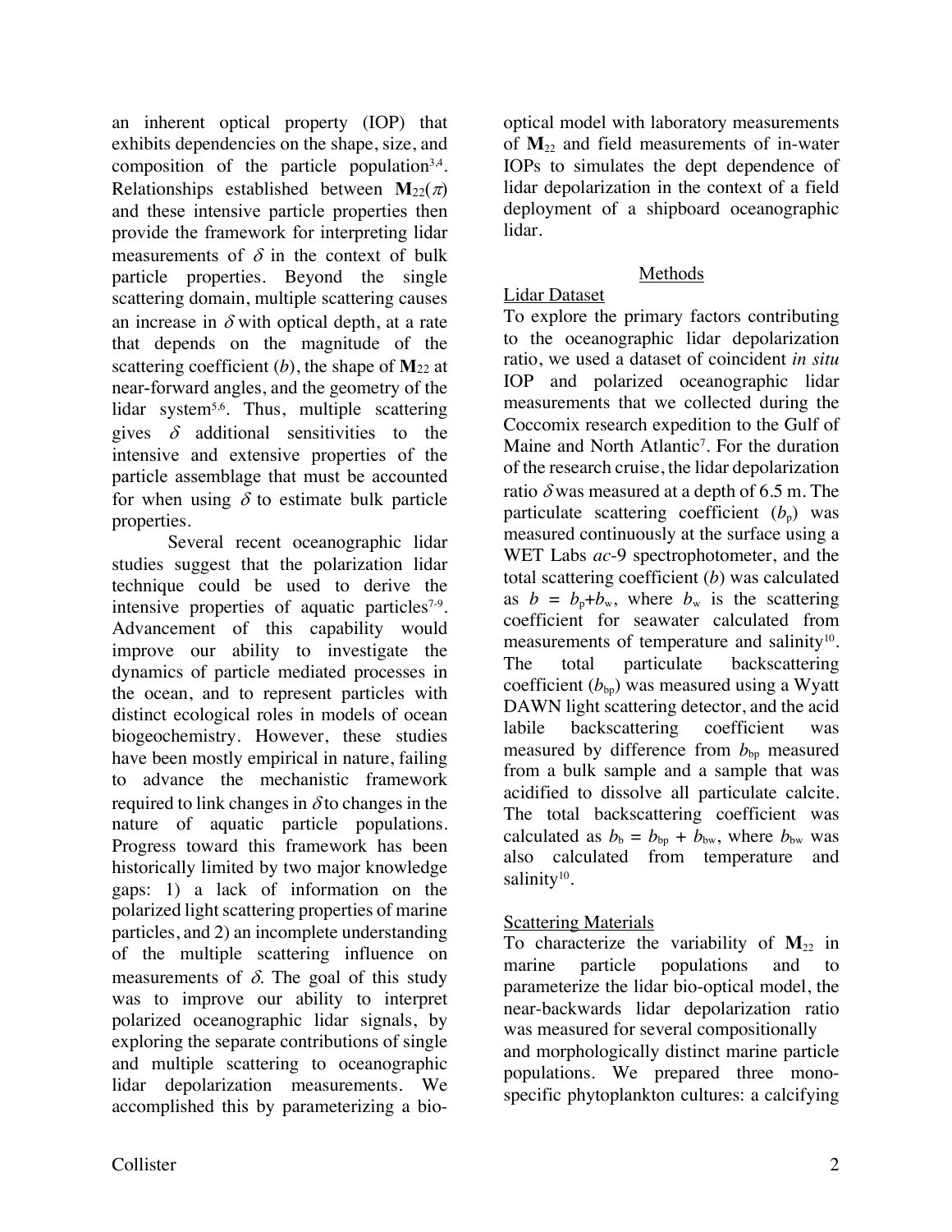an inherent optical property (IOP) that exhibits dependencies on the shape, size, and composition of the particle population[3,4]. Relationships established between $\mathbf{M}_{22}(\pi)$ and these intensive particle properties then provide the framework for interpreting lidar measurements of $\delta$ in the context of bulk particle properties. Beyond the single scattering domain, multiple scattering causes an increase in $\delta$ with optical depth, at a rate that depends on the magnitude of the scattering coefficient ($b$), the shape of $\mathbf{M}_{22}$ at near-forward angles, and the geometry of the lidar system[5,6]. Thus, multiple scattering gives $\delta$ additional sensitivities to the intensive and extensive properties of the particle assemblage that must be accounted for when using $\delta$ to estimate bulk particle properties.

Several recent oceanographic lidar studies suggest that the polarization lidar technique could be used to derive the intensive properties of aquatic particles[7-9]. Advancement of this capability would improve our ability to investigate the dynamics of particle mediated processes in the ocean, and to represent particles with distinct ecological roles in models of ocean biogeochemistry. However, these studies have been mostly empirical in nature, failing to advance the mechanistic framework required to link changes in $\delta$ to changes in the nature of aquatic particle populations. Progress toward this framework has been historically limited by two major knowledge gaps: 1) a lack of information on the polarized light scattering properties of marine particles, and 2) an incomplete understanding of the multiple scattering influence on measurements of $\delta$. The goal of this study was to improve our ability to interpret polarized oceanographic lidar signals, by exploring the separate contributions of single and multiple scattering to oceanographic lidar depolarization measurements. We accomplished this by parameterizing a bio-optical model with laboratory measurements of $\mathbf{M}_{22}$ and field measurements of in-water IOPs to simulates the dept dependence of lidar depolarization in the context of a field deployment of a shipboard oceanographic lidar.

## Methods

### Lidar Dataset

To explore the primary factors contributing to the oceanographic lidar depolarization ratio, we used a dataset of coincident *in situ* IOP and polarized oceanographic lidar measurements that we collected during the Coccomix research expedition to the Gulf of Maine and North Atlantic[7]. For the duration of the research cruise, the lidar depolarization ratio $\delta$ was measured at a depth of 6.5 m. The particulate scattering coefficient ($b_p$) was measured continuously at the surface using a WET Labs *ac*-9 spectrophotometer, and the total scattering coefficient ($b$) was calculated as $b = b_p + b_w$, where $b_w$ is the scattering coefficient for seawater calculated from measurements of temperature and salinity[10]. The total particulate backscattering coefficient ($b_{bp}$) was measured using a Wyatt DAWN light scattering detector, and the acid labile backscattering coefficient was measured by difference from $b_{bp}$ measured from a bulk sample and a sample that was acidified to dissolve all particulate calcite. The total backscattering coefficient was calculated as $b_b = b_{bp} + b_{bw}$, where $b_{bw}$ was also calculated from temperature and salinity[10].

### Scattering Materials

To characterize the variability of $\mathbf{M}_{22}$ in marine particle populations and to parameterize the lidar bio-optical model, the near-backwards lidar depolarization ratio was measured for several compositionally and morphologically distinct marine particle populations. We prepared three mono-specific phytoplankton cultures: a calcifying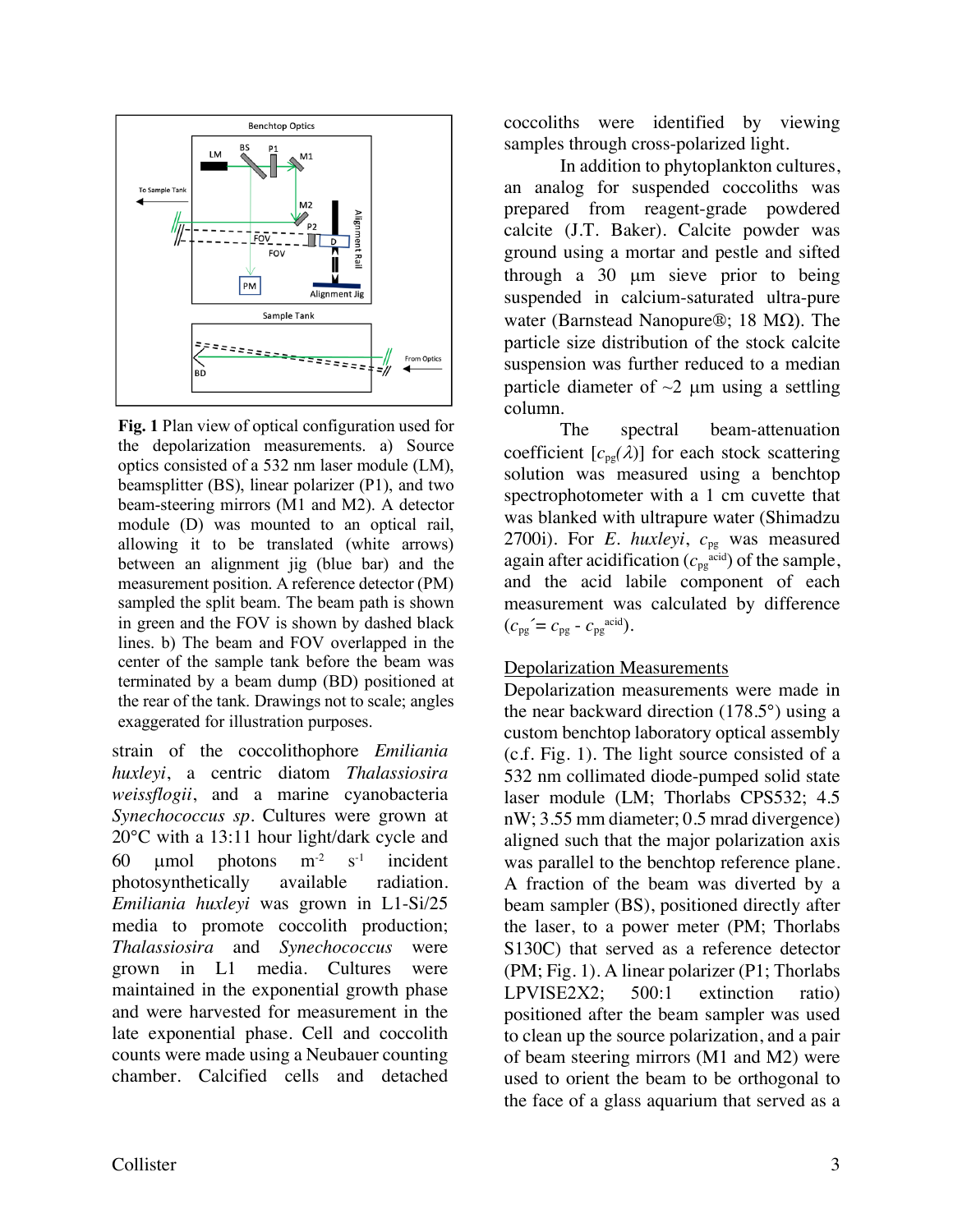**Fig. 1** Plan view of optical configuration used for the depolarization measurements. a) Source optics consisted of a 532 nm laser module (LM), beamsplitter (BS), linear polarizer (P1), and two beam-steering mirrors (M1 and M2). A detector module (D) was mounted to an optical rail, allowing it to be translated (white arrows) between an alignment jig (blue bar) and the measurement position. A reference detector (PM) sampled the split beam. The beam path is shown in green and the FOV is shown by dashed black lines. b) The beam and FOV overlapped in the center of the sample tank before the beam was terminated by a beam dump (BD) positioned at the rear of the tank. Drawings not to scale; angles exaggerated for illustration purposes.

strain of the coccolithophore *Emiliania huxleyi*, a centric diatom *Thalassiosira weissflogii*, and a marine cyanobacteria *Synechococcus sp*. Cultures were grown at 20°C with a 13:11 hour light/dark cycle and 60 µmol photons $m^{-2}$ $s^{-1}$ incident photosynthetically available radiation. *Emiliania huxleyi* was grown in L1-Si/25 media to promote coccolith production; *Thalassiosira* and *Synechococcus* were grown in L1 media. Cultures were maintained in the exponential growth phase and were harvested for measurement in the late exponential phase. Cell and coccolith counts were made using a Neubauer counting chamber. Calcified cells and detached coccoliths were identified by viewing samples through cross-polarized light.

In addition to phytoplankton cultures, an analog for suspended coccoliths was prepared from reagent-grade powdered calcite (J.T. Baker). Calcite powder was ground using a mortar and pestle and sifted through a 30 µm sieve prior to being suspended in calcium-saturated ultra-pure water (Barnstead Nanopure®; 18 MΩ). The particle size distribution of the stock calcite suspension was further reduced to a median particle diameter of ~2 µm using a settling column.

The spectral beam-attenuation coefficient [$c_{pg}(\lambda)$] for each stock scattering solution was measured using a benchtop spectrophotometer with a 1 cm cuvette that was blanked with ultrapure water (Shimadzu 2700i). For *E. huxleyi*, $c_{pg}$ was measured again after acidification ($c_{pg}^{acid}$) of the sample, and the acid labile component of each measurement was calculated by difference ($c_{pg}' = c_{pg} - c_{pg}^{acid}$).

## Depolarization Measurements

Depolarization measurements were made in the near backward direction (178.5°) using a custom benchtop laboratory optical assembly (c.f. Fig. 1). The light source consisted of a 532 nm collimated diode-pumped solid state laser module (LM; Thorlabs CPS532; 4.5 nW; 3.55 mm diameter; 0.5 mrad divergence) aligned such that the major polarization axis was parallel to the benchtop reference plane. A fraction of the beam was diverted by a beam sampler (BS), positioned directly after the laser, to a power meter (PM; Thorlabs S130C) that served as a reference detector (PM; Fig. 1). A linear polarizer (P1; Thorlabs LPVISE2X2; 500:1 extinction ratio) positioned after the beam sampler was used to clean up the source polarization, and a pair of beam steering mirrors (M1 and M2) were used to orient the beam to be orthogonal to the face of a glass aquarium that served as a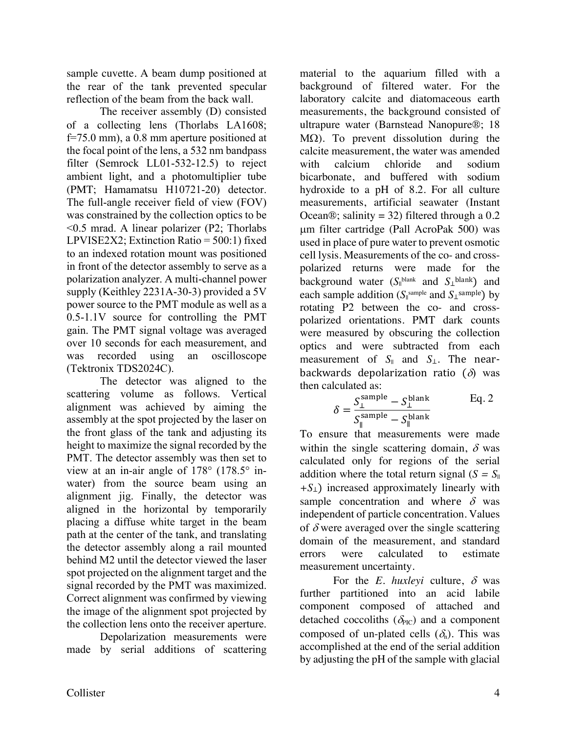sample cuvette. A beam dump positioned at the rear of the tank prevented specular reflection of the beam from the back wall.

The receiver assembly (D) consisted of a collecting lens (Thorlabs LA1608; f=75.0 mm), a 0.8 mm aperture positioned at the focal point of the lens, a 532 nm bandpass filter (Semrock LL01-532-12.5) to reject ambient light, and a photomultiplier tube (PMT; Hamamatsu H10721-20) detector. The full-angle receiver field of view (FOV) was constrained by the collection optics to be <0.5 mrad. A linear polarizer (P2; Thorlabs LPVISE2X2; Extinction Ratio = 500:1) fixed to an indexed rotation mount was positioned in front of the detector assembly to serve as a polarization analyzer. A multi-channel power supply (Keithley 2231A-30-3) provided a 5V power source to the PMT module as well as a 0.5-1.1V source for controlling the PMT gain. The PMT signal voltage was averaged over 10 seconds for each measurement, and was recorded using an oscilloscope (Tektronix TDS2024C).

The detector was aligned to the scattering volume as follows. Vertical alignment was achieved by aiming the assembly at the spot projected by the laser on the front glass of the tank and adjusting its height to maximize the signal recorded by the PMT. The detector assembly was then set to view at an in-air angle of 178° (178.5° in-water) from the source beam using an alignment jig. Finally, the detector was aligned in the horizontal by temporarily placing a diffuse white target in the beam path at the center of the tank, and translating the detector assembly along a rail mounted behind M2 until the detector viewed the laser spot projected on the alignment target and the signal recorded by the PMT was maximized. Correct alignment was confirmed by viewing the image of the alignment spot projected by the collection lens onto the receiver aperture.

Depolarization measurements were made by serial additions of scattering material to the aquarium filled with a background of filtered water. For the laboratory calcite and diatomaceous earth measurements, the background consisted of ultrapure water (Barnstead Nanopure®; 18 MΩ). To prevent dissolution during the calcite measurement, the water was amended with calcium chloride and sodium bicarbonate, and buffered with sodium hydroxide to a pH of 8.2. For all culture measurements, artificial seawater (Instant Ocean®; salinity = 32) filtered through a 0.2 μm filter cartridge (Pall AcroPak 500) was used in place of pure water to prevent osmotic cell lysis. Measurements of the co- and cross-polarized returns were made for the background water ($S_{\parallel}^{\text{blank}}$ and $S_{\perp}^{\text{blank}}$) and each sample addition ($S_{\parallel}^{\text{sample}}$ and $S_{\perp}^{\text{sample}}$) by rotating P2 between the co- and cross-polarized orientations. PMT dark counts were measured by obscuring the collection optics and were subtracted from each measurement of $S_{\parallel}$ and $S_{\perp}$. The near-backwards depolarization ratio ($\delta$) was then calculated as:

$$\delta = \frac{S_{\perp}^{\text{sample}} - S_{\perp}^{\text{blank}}}{S_{\parallel}^{\text{sample}} - S_{\parallel}^{\text{blank}}} \qquad \text{Eq. 2}$$

To ensure that measurements were made within the single scattering domain, $\delta$ was calculated only for regions of the serial addition where the total return signal ($S = S_{\parallel} + S_{\perp}$) increased approximately linearly with sample concentration and where $\delta$ was independent of particle concentration. Values of $\delta$ were averaged over the single scattering domain of the measurement, and standard errors were calculated to estimate measurement uncertainty.

For the *E. huxleyi* culture, $\delta$ was further partitioned into an acid labile component composed of attached and detached coccoliths ($\delta_{\text{PIC}}$) and a component composed of un-plated cells ($\delta_{\text{n}}$). This was accomplished at the end of the serial addition by adjusting the pH of the sample with glacial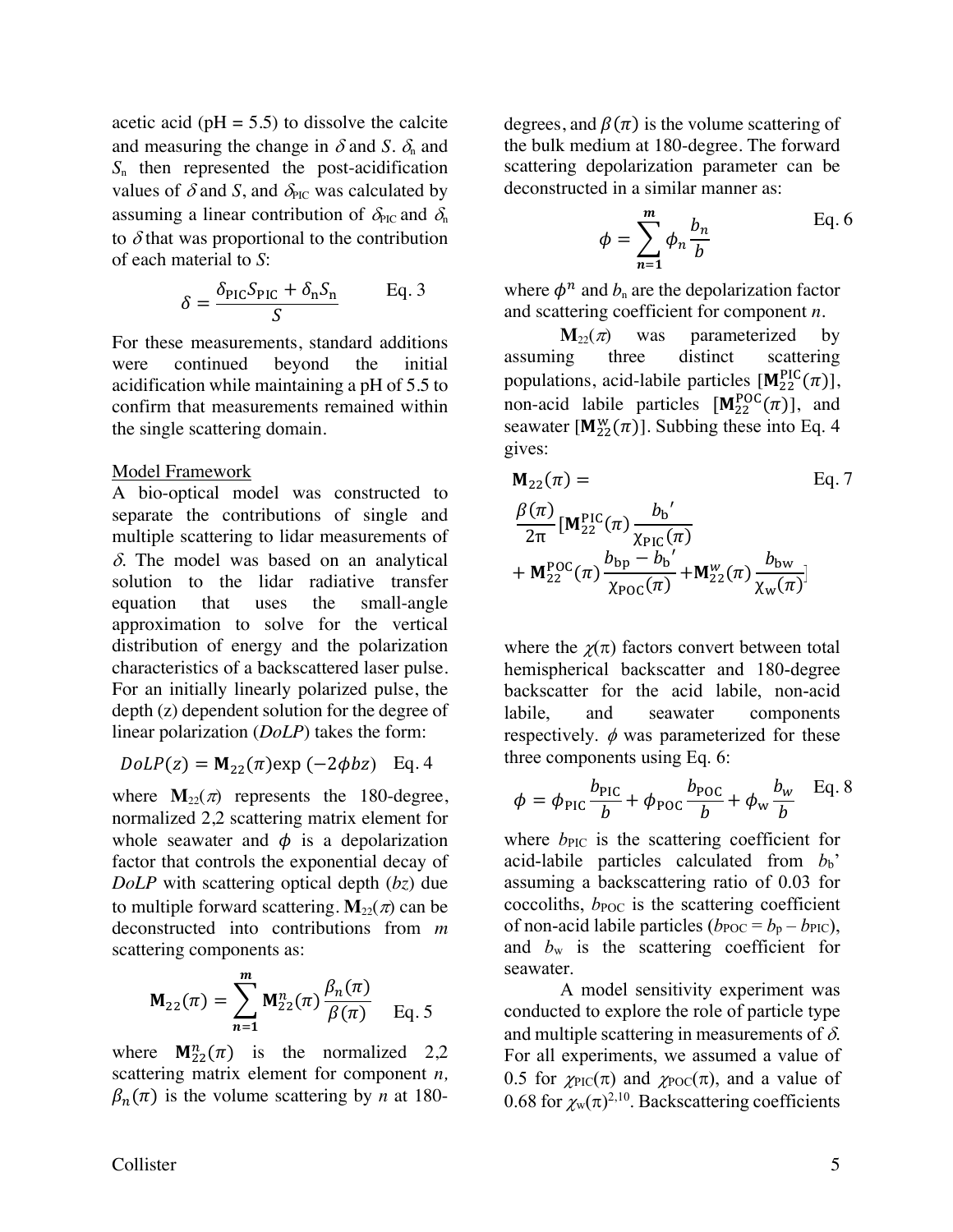acetic acid (pH = 5.5) to dissolve the calcite and measuring the change in $\delta$ and $S$. $\delta_n$ and $S_n$ then represented the post-acidification values of $\delta$ and $S$, and $\delta_{PIC}$ was calculated by assuming a linear contribution of $\delta_{PIC}$ and $\delta_n$ to $\delta$ that was proportional to the contribution of each material to $S$:

$$\delta = \frac{\delta_{PIC} S_{PIC} + \delta_n S_n}{S} \qquad \text{Eq. 3}$$

For these measurements, standard additions were continued beyond the initial acidification while maintaining a pH of 5.5 to confirm that measurements remained within the single scattering domain.

Model Framework

A bio-optical model was constructed to separate the contributions of single and multiple scattering to lidar measurements of $\delta$. The model was based on an analytical solution to the lidar radiative transfer equation that uses the small-angle approximation to solve for the vertical distribution of energy and the polarization characteristics of a backscattered laser pulse. For an initially linearly polarized pulse, the depth (z) dependent solution for the degree of linear polarization (*DoLP*) takes the form:

$$DoLP(z) = \mathbf{M}_{22}(\pi)\exp(-2\phi b z) \qquad \text{Eq. 4}$$

where $\mathbf{M}_{22}(\pi)$ represents the 180-degree, normalized 2,2 scattering matrix element for whole seawater and $\phi$ is a depolarization factor that controls the exponential decay of *DoLP* with scattering optical depth ($bz$) due to multiple forward scattering. $\mathbf{M}_{22}(\pi)$ can be deconstructed into contributions from $m$ scattering components as:

$$\mathbf{M}_{22}(\pi) = \sum_{n=1}^{m} \mathbf{M}_{22}^{n}(\pi)\frac{\beta_n(\pi)}{\beta(\pi)} \qquad \text{Eq. 5}$$

where $\mathbf{M}_{22}^{n}(\pi)$ is the normalized 2,2 scattering matrix element for component $n$, $\beta_n(\pi)$ is the volume scattering by $n$ at 180-degrees, and $\beta(\pi)$ is the volume scattering of the bulk medium at 180-degree. The forward scattering depolarization parameter can be deconstructed in a similar manner as:

$$\phi = \sum_{n=1}^{m} \phi_n \frac{b_n}{b} \qquad \text{Eq. 6}$$

where $\phi^n$ and $b_n$ are the depolarization factor and scattering coefficient for component $n$.

$\mathbf{M}_{22}(\pi)$ was parameterized by assuming three distinct scattering populations, acid-labile particles $[\mathbf{M}_{22}^{\mathrm{PIC}}(\pi)]$, non-acid labile particles $[\mathbf{M}_{22}^{\mathrm{POC}}(\pi)]$, and seawater $[\mathbf{M}_{22}^{\mathrm{w}}(\pi)]$. Subbing these into Eq. 4 gives:

$$\mathbf{M}_{22}(\pi) = \frac{\beta(\pi)}{2\pi}\left[\mathbf{M}_{22}^{\mathrm{PIC}}(\pi)\frac{b_b'}{\chi_{\mathrm{PIC}}(\pi)} + \mathbf{M}_{22}^{\mathrm{POC}}(\pi)\frac{b_{bp} - b_b'}{\chi_{\mathrm{POC}}(\pi)} + \mathbf{M}_{22}^{w}(\pi)\frac{b_{bw}}{\chi_{w}(\pi)}\right] \qquad \text{Eq. 7}$$

where the $\chi(\pi)$ factors convert between total hemispherical backscatter and 180-degree backscatter for the acid labile, non-acid labile, and seawater components respectively. $\phi$ was parameterized for these three components using Eq. 6:

$$\phi = \phi_{\mathrm{PIC}}\frac{b_{\mathrm{PIC}}}{b} + \phi_{\mathrm{POC}}\frac{b_{\mathrm{POC}}}{b} + \phi_{w}\frac{b_w}{b} \qquad \text{Eq. 8}$$

where $b_{PIC}$ is the scattering coefficient for acid-labile particles calculated from $b_b'$ assuming a backscattering ratio of 0.03 for coccoliths, $b_{POC}$ is the scattering coefficient of non-acid labile particles ($b_{POC} = b_p - b_{PIC}$), and $b_w$ is the scattering coefficient for seawater.

A model sensitivity experiment was conducted to explore the role of particle type and multiple scattering in measurements of $\delta$. For all experiments, we assumed a value of 0.5 for $\chi_{PIC}(\pi)$ and $\chi_{POC}(\pi)$, and a value of 0.68 for $\chi_w(\pi)$[2,10]. Backscattering coefficients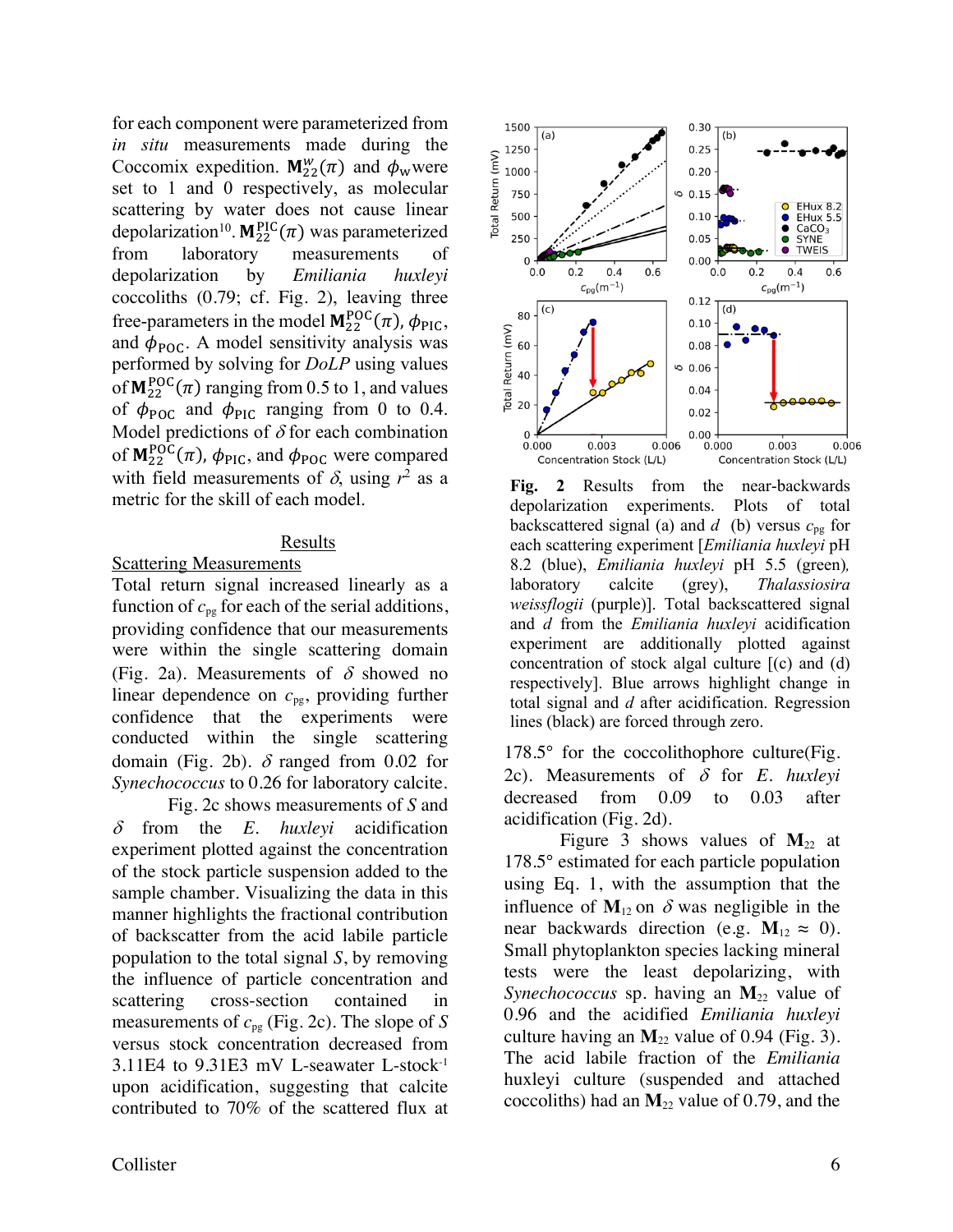for each component were parameterized from *in situ* measurements made during the Coccomix expedition. $\mathbf{M}_{22}^{w}(\pi)$ and $\phi_{\mathrm{w}}$ were set to 1 and 0 respectively, as molecular scattering by water does not cause linear depolarization[10]. $\mathbf{M}_{22}^{\mathrm{PIC}}(\pi)$ was parameterized from laboratory measurements of depolarization by *Emiliania huxleyi* coccoliths (0.79; cf. Fig. 2), leaving three free-parameters in the model $\mathbf{M}_{22}^{\mathrm{POC}}(\pi)$, $\phi_{\mathrm{PIC}}$, and $\phi_{\mathrm{POC}}$. A model sensitivity analysis was performed by solving for *DoLP* using values of $\mathbf{M}_{22}^{\mathrm{POC}}(\pi)$ ranging from 0.5 to 1, and values of $\phi_{\mathrm{POC}}$ and $\phi_{\mathrm{PIC}}$ ranging from 0 to 0.4. Model predictions of $\delta$ for each combination of $\mathbf{M}_{22}^{\mathrm{POC}}(\pi)$, $\phi_{\mathrm{PIC}}$, and $\phi_{\mathrm{POC}}$ were compared with field measurements of $\delta$, using $r^2$ as a metric for the skill of each model.

## Results

### Scattering Measurements

Total return signal increased linearly as a function of $c_{\mathrm{pg}}$ for each of the serial additions, providing confidence that our measurements were within the single scattering domain (Fig. 2a). Measurements of $\delta$ showed no linear dependence on $c_{\mathrm{pg}}$, providing further confidence that the experiments were conducted within the single scattering domain (Fig. 2b). $\delta$ ranged from 0.02 for *Synechococcus* to 0.26 for laboratory calcite.

Fig. 2c shows measurements of $S$ and $\delta$ from the *E. huxleyi* acidification experiment plotted against the concentration of the stock particle suspension added to the sample chamber. Visualizing the data in this manner highlights the fractional contribution of backscatter from the acid labile particle population to the total signal $S$, by removing the influence of particle concentration and scattering cross-section contained in measurements of $c_{\mathrm{pg}}$ (Fig. 2c). The slope of $S$ versus stock concentration decreased from 3.11E4 to 9.31E3 mV L-seawater L-stock$^{-1}$ upon acidification, suggesting that calcite contributed to 70% of the scattered flux at 178.5° for the coccolithophore culture(Fig. 2c). Measurements of $\delta$ for *E. huxleyi* decreased from 0.09 to 0.03 after acidification (Fig. 2d).

**Fig. 2** Results from the near-backwards depolarization experiments. Plots of total backscattered signal (a) and *d* (b) versus $c_{\mathrm{pg}}$ for each scattering experiment [*Emiliania huxleyi* pH 8.2 (blue), *Emiliania huxleyi* pH 5.5 (green), laboratory calcite (grey), *Thalassiosira weissflogii* (purple)]. Total backscattered signal and *d* from the *Emiliania huxleyi* acidification experiment are additionally plotted against concentration of stock algal culture [(c) and (d) respectively]. Blue arrows highlight change in total signal and *d* after acidification. Regression lines (black) are forced through zero.

Figure 3 shows values of $\mathbf{M}_{22}$ at 178.5° estimated for each particle population using Eq. 1, with the assumption that the influence of $\mathbf{M}_{12}$ on $\delta$ was negligible in the near backwards direction (e.g. $\mathbf{M}_{12} \approx 0$). Small phytoplankton species lacking mineral tests were the least depolarizing, with *Synechococcus* sp. having an $\mathbf{M}_{22}$ value of 0.96 and the acidified *Emiliania huxleyi* culture having an $\mathbf{M}_{22}$ value of 0.94 (Fig. 3). The acid labile fraction of the *Emiliania* huxleyi culture (suspended and attached coccoliths) had an $\mathbf{M}_{22}$ value of 0.79, and the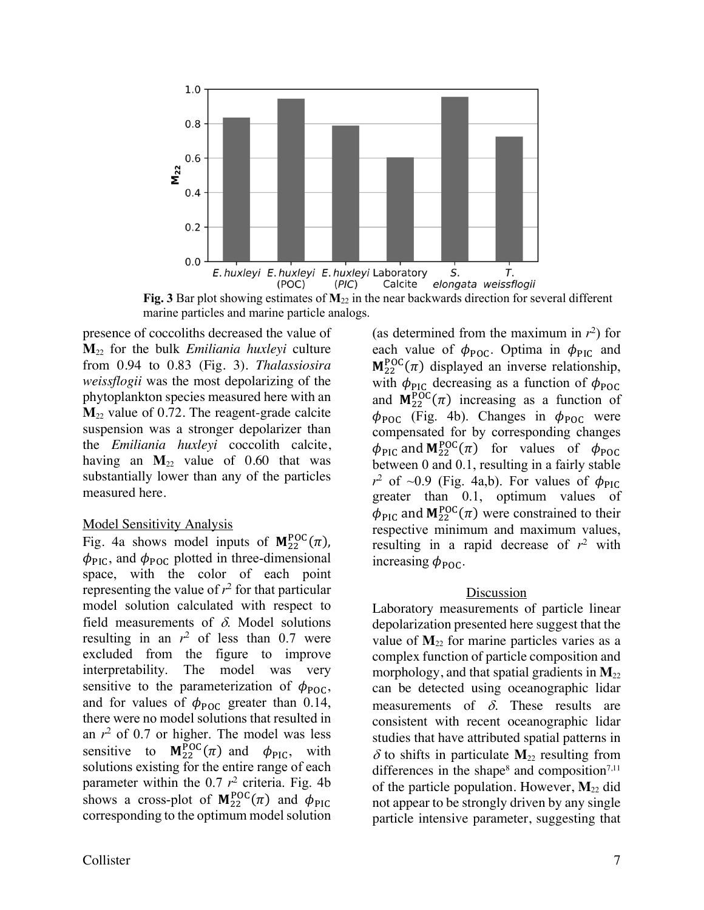**Fig. 3** Bar plot showing estimates of $\mathbf{M}_{22}$ in the near backwards direction for several different marine particles and marine particle analogs.

presence of coccoliths decreased the value of $\mathbf{M}_{22}$ for the bulk *Emiliania huxleyi* culture from 0.94 to 0.83 (Fig. 3). *Thalassiosira weissflogii* was the most depolarizing of the phytoplankton species measured here with an $\mathbf{M}_{22}$ value of 0.72. The reagent-grade calcite suspension was a stronger depolarizer than the *Emiliania huxleyi* coccolith calcite, having an $\mathbf{M}_{22}$ value of 0.60 that was substantially lower than any of the particles measured here.

## Model Sensitivity Analysis

Fig. 4a shows model inputs of $\mathbf{M}_{22}^{\mathrm{POC}}(\pi)$, $\phi_{\mathrm{PIC}}$, and $\phi_{\mathrm{POC}}$ plotted in three-dimensional space, with the color of each point representing the value of $r^2$ for that particular model solution calculated with respect to field measurements of $\delta$. Model solutions resulting in an $r^2$ of less than 0.7 were excluded from the figure to improve interpretability. The model was very sensitive to the parameterization of $\phi_{\mathrm{POC}}$, and for values of $\phi_{\mathrm{POC}}$ greater than 0.14, there were no model solutions that resulted in an $r^2$ of 0.7 or higher. The model was less sensitive to $\mathbf{M}_{22}^{\mathrm{POC}}(\pi)$ and $\phi_{\mathrm{PIC}}$, with solutions existing for the entire range of each parameter within the 0.7 $r^2$ criteria. Fig. 4b shows a cross-plot of $\mathbf{M}_{22}^{\mathrm{POC}}(\pi)$ and $\phi_{\mathrm{PIC}}$ corresponding to the optimum model solution (as determined from the maximum in $r^2$) for each value of $\phi_{\mathrm{POC}}$. Optima in $\phi_{\mathrm{PIC}}$ and $\mathbf{M}_{22}^{\mathrm{POC}}(\pi)$ displayed an inverse relationship, with $\phi_{\mathrm{PIC}}$ decreasing as a function of $\phi_{\mathrm{POC}}$ and $\mathbf{M}_{22}^{\mathrm{POC}}(\pi)$ increasing as a function of $\phi_{\mathrm{POC}}$ (Fig. 4b). Changes in $\phi_{\mathrm{POC}}$ were compensated for by corresponding changes $\phi_{\mathrm{PIC}}$ and $\mathbf{M}_{22}^{\mathrm{POC}}(\pi)$ for values of $\phi_{\mathrm{POC}}$ between 0 and 0.1, resulting in a fairly stable $r^2$ of ~0.9 (Fig. 4a,b). For values of $\phi_{\mathrm{PIC}}$ greater than 0.1, optimum values of $\phi_{\mathrm{PIC}}$ and $\mathbf{M}_{22}^{\mathrm{POC}}(\pi)$ were constrained to their respective minimum and maximum values, resulting in a rapid decrease of $r^2$ with increasing $\phi_{\mathrm{POC}}$.

## Discussion

Laboratory measurements of particle linear depolarization presented here suggest that the value of $\mathbf{M}_{22}$ for marine particles varies as a complex function of particle composition and morphology, and that spatial gradients in $\mathbf{M}_{22}$ can be detected using oceanographic lidar measurements of $\delta$. These results are consistent with recent oceanographic lidar studies that have attributed spatial patterns in $\delta$ to shifts in particulate $\mathbf{M}_{22}$ resulting from differences in the shape[8] and composition[7,11] of the particle population. However, $\mathbf{M}_{22}$ did not appear to be strongly driven by any single particle intensive parameter, suggesting that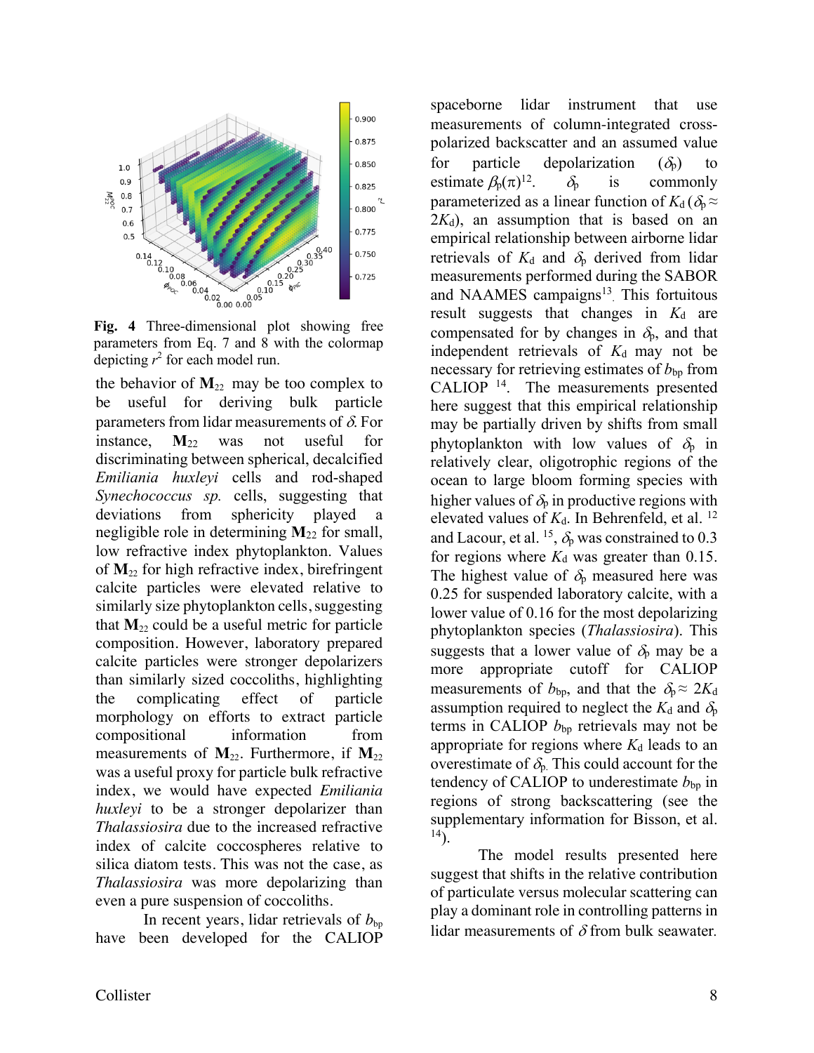**Fig. 4** Three-dimensional plot showing free parameters from Eq. 7 and 8 with the colormap depicting $r^2$ for each model run.

the behavior of $\mathbf{M}_{22}$ may be too complex to be useful for deriving bulk particle parameters from lidar measurements of $\delta$. For instance, $\mathbf{M}_{22}$ was not useful for discriminating between spherical, decalcified *Emiliania huxleyi* cells and rod-shaped *Synechococcus sp.* cells, suggesting that deviations from sphericity played a negligible role in determining $\mathbf{M}_{22}$ for small, low refractive index phytoplankton. Values of $\mathbf{M}_{22}$ for high refractive index, birefringent calcite particles were elevated relative to similarly size phytoplankton cells, suggesting that $\mathbf{M}_{22}$ could be a useful metric for particle composition. However, laboratory prepared calcite particles were stronger depolarizers than similarly sized coccoliths, highlighting the complicating effect of particle morphology on efforts to extract particle compositional information from measurements of $\mathbf{M}_{22}$. Furthermore, if $\mathbf{M}_{22}$ was a useful proxy for particle bulk refractive index, we would have expected *Emiliania huxleyi* to be a stronger depolarizer than *Thalassiosira* due to the increased refractive index of calcite coccospheres relative to silica diatom tests. This was not the case, as *Thalassiosira* was more depolarizing than even a pure suspension of coccoliths.

In recent years, lidar retrievals of $b_{bp}$ have been developed for the CALIOP spaceborne lidar instrument that use measurements of column-integrated cross-polarized backscatter and an assumed value for particle depolarization ($\delta_p$) to estimate $\beta_p(\pi)$[12]. $\delta_p$ is commonly parameterized as a linear function of $K_d$ ($\delta_p \approx 2K_d$), an assumption that is based on an empirical relationship between airborne lidar retrievals of $K_d$ and $\delta_p$ derived from lidar measurements performed during the SABOR and NAAMES campaigns[13]. This fortuitous result suggests that changes in $K_d$ are compensated for by changes in $\delta_p$, and that independent retrievals of $K_d$ may not be necessary for retrieving estimates of $b_{bp}$ from CALIOP [14]. The measurements presented here suggest that this empirical relationship may be partially driven by shifts from small phytoplankton with low values of $\delta_p$ in relatively clear, oligotrophic regions of the ocean to large bloom forming species with higher values of $\delta_p$ in productive regions with elevated values of $K_d$. In Behrenfeld, et al. [12] and Lacour, et al. [15], $\delta_p$ was constrained to 0.3 for regions where $K_d$ was greater than 0.15. The highest value of $\delta_p$ measured here was 0.25 for suspended laboratory calcite, with a lower value of 0.16 for the most depolarizing phytoplankton species (*Thalassiosira*). This suggests that a lower value of $\delta_p$ may be a more appropriate cutoff for CALIOP measurements of $b_{bp}$, and that the $\delta_p \approx 2K_d$ assumption required to neglect the $K_d$ and $\delta_p$ terms in CALIOP $b_{bp}$ retrievals may not be appropriate for regions where $K_d$ leads to an overestimate of $\delta_p$. This could account for the tendency of CALIOP to underestimate $b_{bp}$ in regions of strong backscattering (see the supplementary information for Bisson, et al. [14]).

The model results presented here suggest that shifts in the relative contribution of particulate versus molecular scattering can play a dominant role in controlling patterns in lidar measurements of $\delta$ from bulk seawater.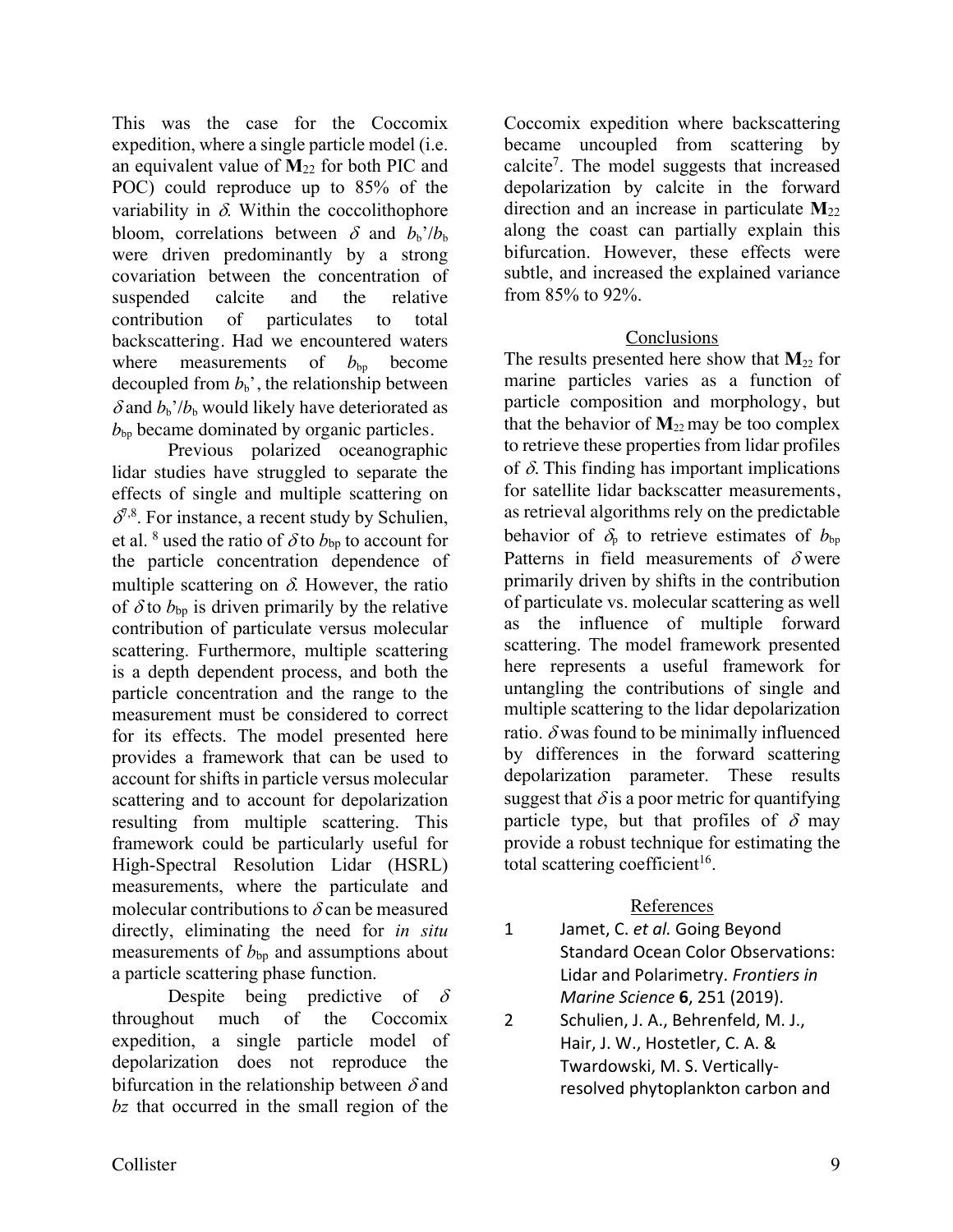This was the case for the Coccomix expedition, where a single particle model (i.e. an equivalent value of $\mathbf{M}_{22}$ for both PIC and POC) could reproduce up to 85% of the variability in $\delta$. Within the coccolithophore bloom, correlations between $\delta$ and $b_b'/b_b$ were driven predominantly by a strong covariation between the concentration of suspended calcite and the relative contribution of particulates to total backscattering. Had we encountered waters where measurements of $b_{bp}$ become decoupled from $b_b'$, the relationship between $\delta$ and $b_b'/b_b$ would likely have deteriorated as $b_{bp}$ became dominated by organic particles.

Previous polarized oceanographic lidar studies have struggled to separate the effects of single and multiple scattering on $\delta$[7,8]. For instance, a recent study by Schulien, et al. [8] used the ratio of $\delta$ to $b_{bp}$ to account for the particle concentration dependence of multiple scattering on $\delta$. However, the ratio of $\delta$ to $b_{bp}$ is driven primarily by the relative contribution of particulate versus molecular scattering. Furthermore, multiple scattering is a depth dependent process, and both the particle concentration and the range to the measurement must be considered to correct for its effects. The model presented here provides a framework that can be used to account for shifts in particle versus molecular scattering and to account for depolarization resulting from multiple scattering. This framework could be particularly useful for High-Spectral Resolution Lidar (HSRL) measurements, where the particulate and molecular contributions to $\delta$ can be measured directly, eliminating the need for *in situ* measurements of $b_{bp}$ and assumptions about a particle scattering phase function.

Despite being predictive of $\delta$ throughout much of the Coccomix expedition, a single particle model of depolarization does not reproduce the bifurcation in the relationship between $\delta$ and *bz* that occurred in the small region of the Coccomix expedition where backscattering became uncoupled from scattering by calcite[7]. The model suggests that increased depolarization by calcite in the forward direction and an increase in particulate $\mathbf{M}_{22}$ along the coast can partially explain this bifurcation. However, these effects were subtle, and increased the explained variance from 85% to 92%.

## Conclusions

The results presented here show that $\mathbf{M}_{22}$ for marine particles varies as a function of particle composition and morphology, but that the behavior of $\mathbf{M}_{22}$ may be too complex to retrieve these properties from lidar profiles of $\delta$. This finding has important implications for satellite lidar backscatter measurements, as retrieval algorithms rely on the predictable behavior of $\delta_p$ to retrieve estimates of $b_{bp}$ Patterns in field measurements of $\delta$ were primarily driven by shifts in the contribution of particulate vs. molecular scattering as well as the influence of multiple forward scattering. The model framework presented here represents a useful framework for untangling the contributions of single and multiple scattering to the lidar depolarization ratio. $\delta$ was found to be minimally influenced by differences in the forward scattering depolarization parameter. These results suggest that $\delta$ is a poor metric for quantifying particle type, but that profiles of $\delta$ may provide a robust technique for estimating the total scattering coefficient[16].

## References

1. Jamet, C. *et al.* Going Beyond Standard Ocean Color Observations: Lidar and Polarimetry. *Frontiers in Marine Science* **6**, 251 (2019).
2. Schulien, J. A., Behrenfeld, M. J., Hair, J. W., Hostetler, C. A. & Twardowski, M. S. Vertically-resolved phytoplankton carbon and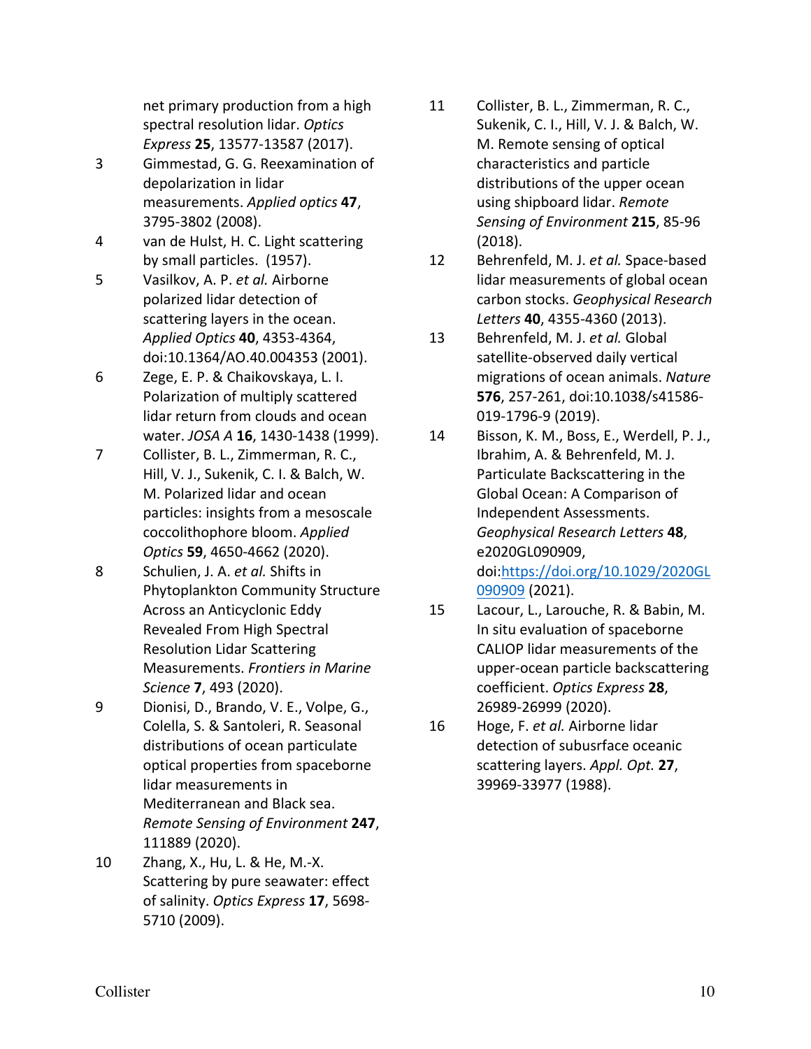net primary production from a high spectral resolution lidar. *Optics Express* **25**, 13577-13587 (2017).

3 Gimmestad, G. G. Reexamination of depolarization in lidar measurements. *Applied optics* **47**, 3795-3802 (2008).

4 van de Hulst, H. C. Light scattering by small particles. (1957).

5 Vasilkov, A. P. *et al.* Airborne polarized lidar detection of scattering layers in the ocean. *Applied Optics* **40**, 4353-4364, doi:10.1364/AO.40.004353 (2001).

6 Zege, E. P. & Chaikovskaya, L. I. Polarization of multiply scattered lidar return from clouds and ocean water. *JOSA A* **16**, 1430-1438 (1999).

7 Collister, B. L., Zimmerman, R. C., Hill, V. J., Sukenik, C. I. & Balch, W. M. Polarized lidar and ocean particles: insights from a mesoscale coccolithophore bloom. *Applied Optics* **59**, 4650-4662 (2020).

8 Schulien, J. A. *et al.* Shifts in Phytoplankton Community Structure Across an Anticyclonic Eddy Revealed From High Spectral Resolution Lidar Scattering Measurements. *Frontiers in Marine Science* **7**, 493 (2020).

9 Dionisi, D., Brando, V. E., Volpe, G., Colella, S. & Santoleri, R. Seasonal distributions of ocean particulate optical properties from spaceborne lidar measurements in Mediterranean and Black sea. *Remote Sensing of Environment* **247**, 111889 (2020).

10 Zhang, X., Hu, L. & He, M.-X. Scattering by pure seawater: effect of salinity. *Optics Express* **17**, 5698-5710 (2009).

11 Collister, B. L., Zimmerman, R. C., Sukenik, C. I., Hill, V. J. & Balch, W. M. Remote sensing of optical characteristics and particle distributions of the upper ocean using shipboard lidar. *Remote Sensing of Environment* **215**, 85-96 (2018).

12 Behrenfeld, M. J. *et al.* Space-based lidar measurements of global ocean carbon stocks. *Geophysical Research Letters* **40**, 4355-4360 (2013).

13 Behrenfeld, M. J. *et al.* Global satellite-observed daily vertical migrations of ocean animals. *Nature* **576**, 257-261, doi:10.1038/s41586-019-1796-9 (2019).

14 Bisson, K. M., Boss, E., Werdell, P. J., Ibrahim, A. & Behrenfeld, M. J. Particulate Backscattering in the Global Ocean: A Comparison of Independent Assessments. *Geophysical Research Letters* **48**, e2020GL090909, doi:https://doi.org/10.1029/2020GL090909 (2021).

15 Lacour, L., Larouche, R. & Babin, M. In situ evaluation of spaceborne CALIOP lidar measurements of the upper-ocean particle backscattering coefficient. *Optics Express* **28**, 26989-26999 (2020).

16 Hoge, F. *et al.* Airborne lidar detection of subusrface oceanic scattering layers. *Appl. Opt.* **27**, 39969-33977 (1988).